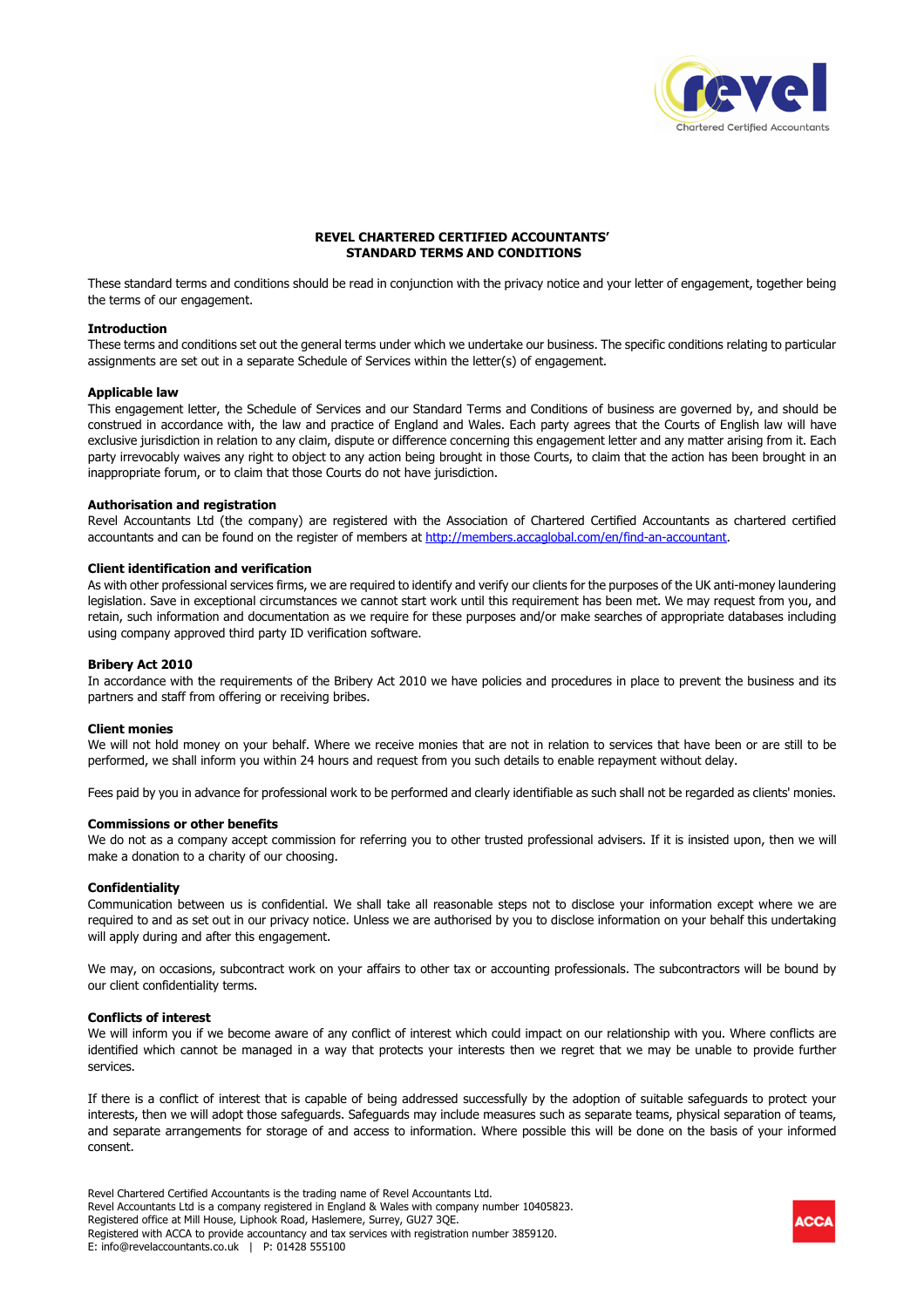# REVEL CHARTERED CERTIFIED ACCOUNTANTS' STANDARD TERMS AND CONDITIONS

These standard terms and conditions should be read in conjunction with the privacy notice and your letter of engagement, together being the terms of our engagement.

**Introduction**

These terms and conditions set out the general terms under which we undertake our business. The specific conditions relating to particular assignments are set out in a separate Schedule of Services within the letter(s) of engagement.

**Applicable law**

This engagement letter, the Schedule of Services and our Standard Terms and Conditions of business are governed by, and should be construed in accordance with, the law and practice of England and Wales. Each party agrees that the Courts of English law will have exclusive jurisdiction in relation to any claim, dispute or difference concerning this engagement letter and any matter arising from it. Each party irrevocably waives any right to object to any action being brought in those Courts, to claim that the action has been brought in an inappropriate forum, or to claim that those Courts do not have jurisdiction.

**Authorisation and registration**

Revel Accountants Ltd (the company) are registered with the Association of Chartered Certified Accountants as chartered certified accountants and can be found on the register of members at http://members.accaglobal.com/en/find-an-accountant.

**Client identification and verification**

As with other professional services firms, we are required to identify and verify our clients for the purposes of the UK anti-money laundering legislation. Save in exceptional circumstances we cannot start work until this requirement has been met. We may request from you, and retain, such information and documentation as we require for these purposes and/or make searches of appropriate databases including using company approved third party ID verification software.

**Bribery Act 2010**

In accordance with the requirements of the Bribery Act 2010 we have policies and procedures in place to prevent the business and its partners and staff from offering or receiving bribes.

**Client monies**

We will not hold money on your behalf. Where we receive monies that are not in relation to services that have been or are still to be performed, we shall inform you within 24 hours and request from you such details to enable repayment without delay.

Fees paid by you in advance for professional work to be performed and clearly identifiable as such shall not be regarded as clients' monies.

**Commissions or other benefits**

We do not as a company accept commission for referring you to other trusted professional advisers. If it is insisted upon, then we will make a donation to a charity of our choosing.

**Confidentiality**

Communication between us is confidential. We shall take all reasonable steps not to disclose your information except where we are required to and as set out in our privacy notice. Unless we are authorised by you to disclose information on your behalf this undertaking will apply during and after this engagement.

We may, on occasions, subcontract work on your affairs to other tax or accounting professionals. The subcontractors will be bound by our client confidentiality terms.

**Conflicts of interest**

We will inform you if we become aware of any conflict of interest which could impact on our relationship with you. Where conflicts are identified which cannot be managed in a way that protects your interests then we regret that we may be unable to provide further services.

If there is a conflict of interest that is capable of being addressed successfully by the adoption of suitable safeguards to protect your interests, then we will adopt those safeguards. Safeguards may include measures such as separate teams, physical separation of teams, and separate arrangements for storage of and access to information. Where possible this will be done on the basis of your informed consent.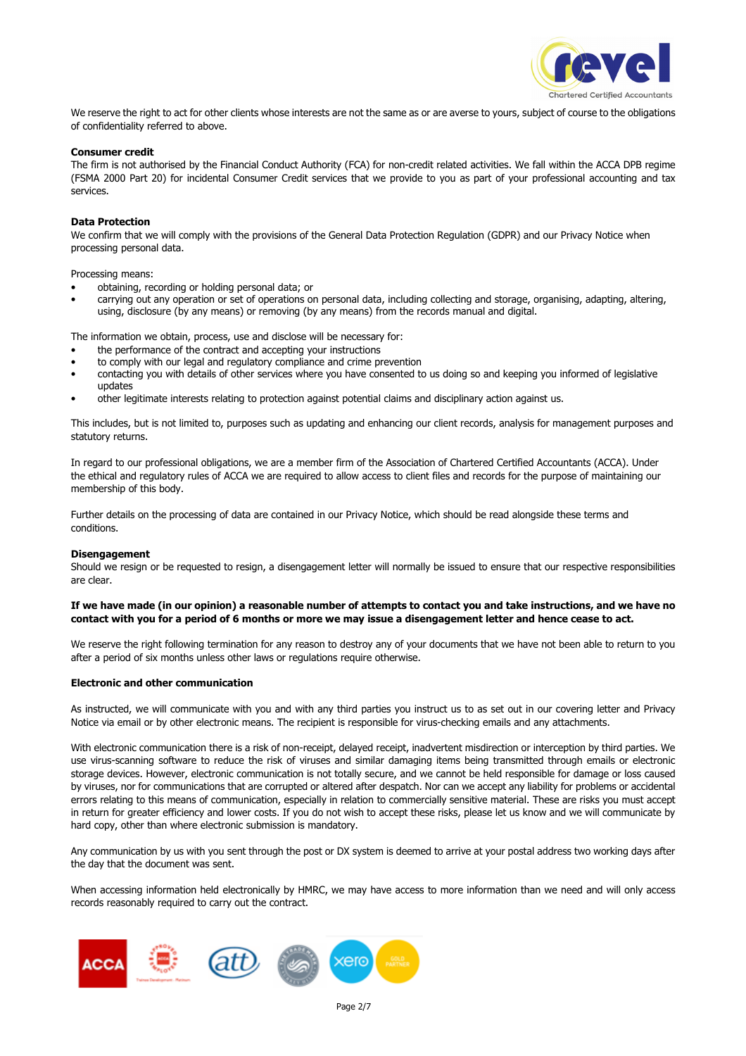We reserve the right to act for other clients whose interests are not the same as or are averse to yours, subject of course to the obligations of confidentiality referred to above.

**Consumer credit**

The firm is not authorised by the Financial Conduct Authority (FCA) for non-credit related activities. We fall within the ACCA DPB regime (FSMA 2000 Part 20) for incidental Consumer Credit services that we provide to you as part of your professional accounting and tax services.

**Data Protection**

We confirm that we will comply with the provisions of the General Data Protection Regulation (GDPR) and our Privacy Notice when processing personal data.

Processing means:

- obtaining, recording or holding personal data; or
- carrying out any operation or set of operations on personal data, including collecting and storage, organising, adapting, altering, using, disclosure (by any means) or removing (by any means) from the records manual and digital.

The information we obtain, process, use and disclose will be necessary for:

- the performance of the contract and accepting your instructions
- to comply with our legal and regulatory compliance and crime prevention
- contacting you with details of other services where you have consented to us doing so and keeping you informed of legislative updates
- other legitimate interests relating to protection against potential claims and disciplinary action against us.

This includes, but is not limited to, purposes such as updating and enhancing our client records, analysis for management purposes and statutory returns.

In regard to our professional obligations, we are a member firm of the Association of Chartered Certified Accountants (ACCA). Under the ethical and regulatory rules of ACCA we are required to allow access to client files and records for the purpose of maintaining our membership of this body.

Further details on the processing of data are contained in our Privacy Notice, which should be read alongside these terms and conditions.

**Disengagement**

Should we resign or be requested to resign, a disengagement letter will normally be issued to ensure that our respective responsibilities are clear.

**If we have made (in our opinion) a reasonable number of attempts to contact you and take instructions, and we have no contact with you for a period of 6 months or more we may issue a disengagement letter and hence cease to act.**

We reserve the right following termination for any reason to destroy any of your documents that we have not been able to return to you after a period of six months unless other laws or regulations require otherwise.

**Electronic and other communication**

As instructed, we will communicate with you and with any third parties you instruct us to as set out in our covering letter and Privacy Notice via email or by other electronic means. The recipient is responsible for virus-checking emails and any attachments.

With electronic communication there is a risk of non-receipt, delayed receipt, inadvertent misdirection or interception by third parties. We use virus-scanning software to reduce the risk of viruses and similar damaging items being transmitted through emails or electronic storage devices. However, electronic communication is not totally secure, and we cannot be held responsible for damage or loss caused by viruses, nor for communications that are corrupted or altered after despatch. Nor can we accept any liability for problems or accidental errors relating to this means of communication, especially in relation to commercially sensitive material. These are risks you must accept in return for greater efficiency and lower costs. If you do not wish to accept these risks, please let us know and we will communicate by hard copy, other than where electronic submission is mandatory.

Any communication by us with you sent through the post or DX system is deemed to arrive at your postal address two working days after the day that the document was sent.

When accessing information held electronically by HMRC, we may have access to more information than we need and will only access records reasonably required to carry out the contract.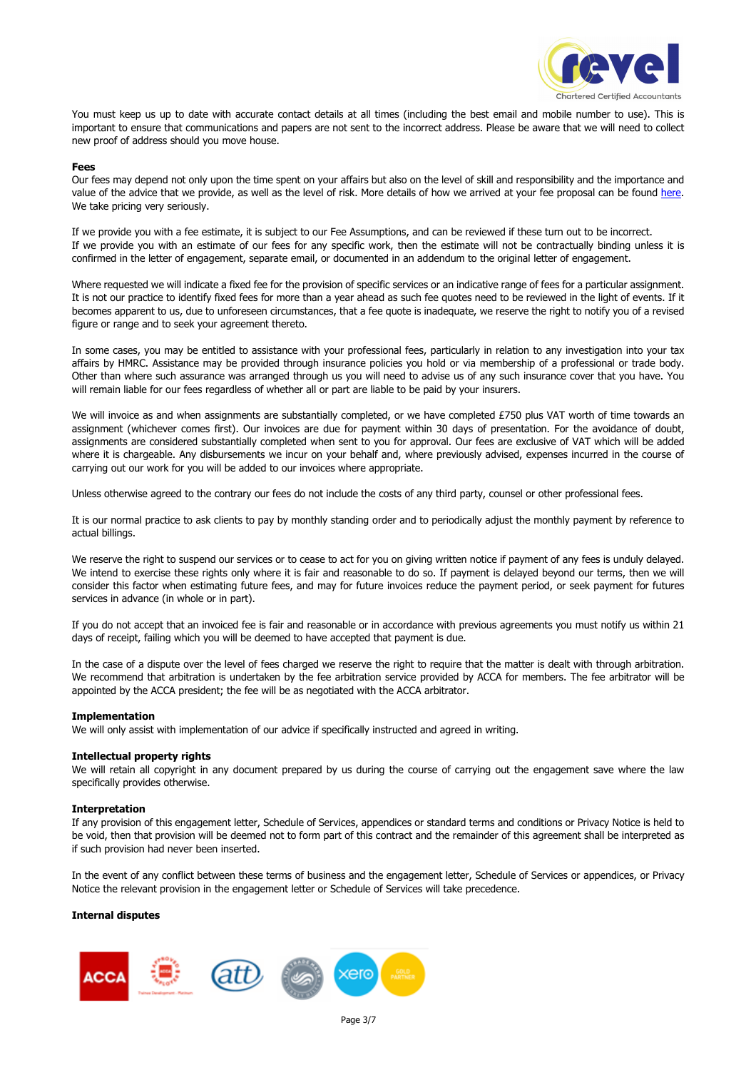You must keep us up to date with accurate contact details at all times (including the best email and mobile number to use). This is important to ensure that communications and papers are not sent to the incorrect address. Please be aware that we will need to collect new proof of address should you move house.

**Fees**

Our fees may depend not only upon the time spent on your affairs but also on the level of skill and responsibility and the importance and value of the advice that we provide, as well as the level of risk. More details of how we arrived at your fee proposal can be found here. We take pricing very seriously.

If we provide you with a fee estimate, it is subject to our Fee Assumptions, and can be reviewed if these turn out to be incorrect. If we provide you with an estimate of our fees for any specific work, then the estimate will not be contractually binding unless it is confirmed in the letter of engagement, separate email, or documented in an addendum to the original letter of engagement.

Where requested we will indicate a fixed fee for the provision of specific services or an indicative range of fees for a particular assignment. It is not our practice to identify fixed fees for more than a year ahead as such fee quotes need to be reviewed in the light of events. If it becomes apparent to us, due to unforeseen circumstances, that a fee quote is inadequate, we reserve the right to notify you of a revised figure or range and to seek your agreement thereto.

In some cases, you may be entitled to assistance with your professional fees, particularly in relation to any investigation into your tax affairs by HMRC. Assistance may be provided through insurance policies you hold or via membership of a professional or trade body. Other than where such assurance was arranged through us you will need to advise us of any such insurance cover that you have. You will remain liable for our fees regardless of whether all or part are liable to be paid by your insurers.

We will invoice as and when assignments are substantially completed, or we have completed £750 plus VAT worth of time towards an assignment (whichever comes first). Our invoices are due for payment within 30 days of presentation. For the avoidance of doubt, assignments are considered substantially completed when sent to you for approval. Our fees are exclusive of VAT which will be added where it is chargeable. Any disbursements we incur on your behalf and, where previously advised, expenses incurred in the course of carrying out our work for you will be added to our invoices where appropriate.

Unless otherwise agreed to the contrary our fees do not include the costs of any third party, counsel or other professional fees.

It is our normal practice to ask clients to pay by monthly standing order and to periodically adjust the monthly payment by reference to actual billings.

We reserve the right to suspend our services or to cease to act for you on giving written notice if payment of any fees is unduly delayed. We intend to exercise these rights only where it is fair and reasonable to do so. If payment is delayed beyond our terms, then we will consider this factor when estimating future fees, and may for future invoices reduce the payment period, or seek payment for futures services in advance (in whole or in part).

If you do not accept that an invoiced fee is fair and reasonable or in accordance with previous agreements you must notify us within 21 days of receipt, failing which you will be deemed to have accepted that payment is due.

In the case of a dispute over the level of fees charged we reserve the right to require that the matter is dealt with through arbitration. We recommend that arbitration is undertaken by the fee arbitration service provided by ACCA for members. The fee arbitrator will be appointed by the ACCA president; the fee will be as negotiated with the ACCA arbitrator.

**Implementation**

We will only assist with implementation of our advice if specifically instructed and agreed in writing.

**Intellectual property rights**

We will retain all copyright in any document prepared by us during the course of carrying out the engagement save where the law specifically provides otherwise.

**Interpretation**

If any provision of this engagement letter, Schedule of Services, appendices or standard terms and conditions or Privacy Notice is held to be void, then that provision will be deemed not to form part of this contract and the remainder of this agreement shall be interpreted as if such provision had never been inserted.

In the event of any conflict between these terms of business and the engagement letter, Schedule of Services or appendices, or Privacy Notice the relevant provision in the engagement letter or Schedule of Services will take precedence.

**Internal disputes**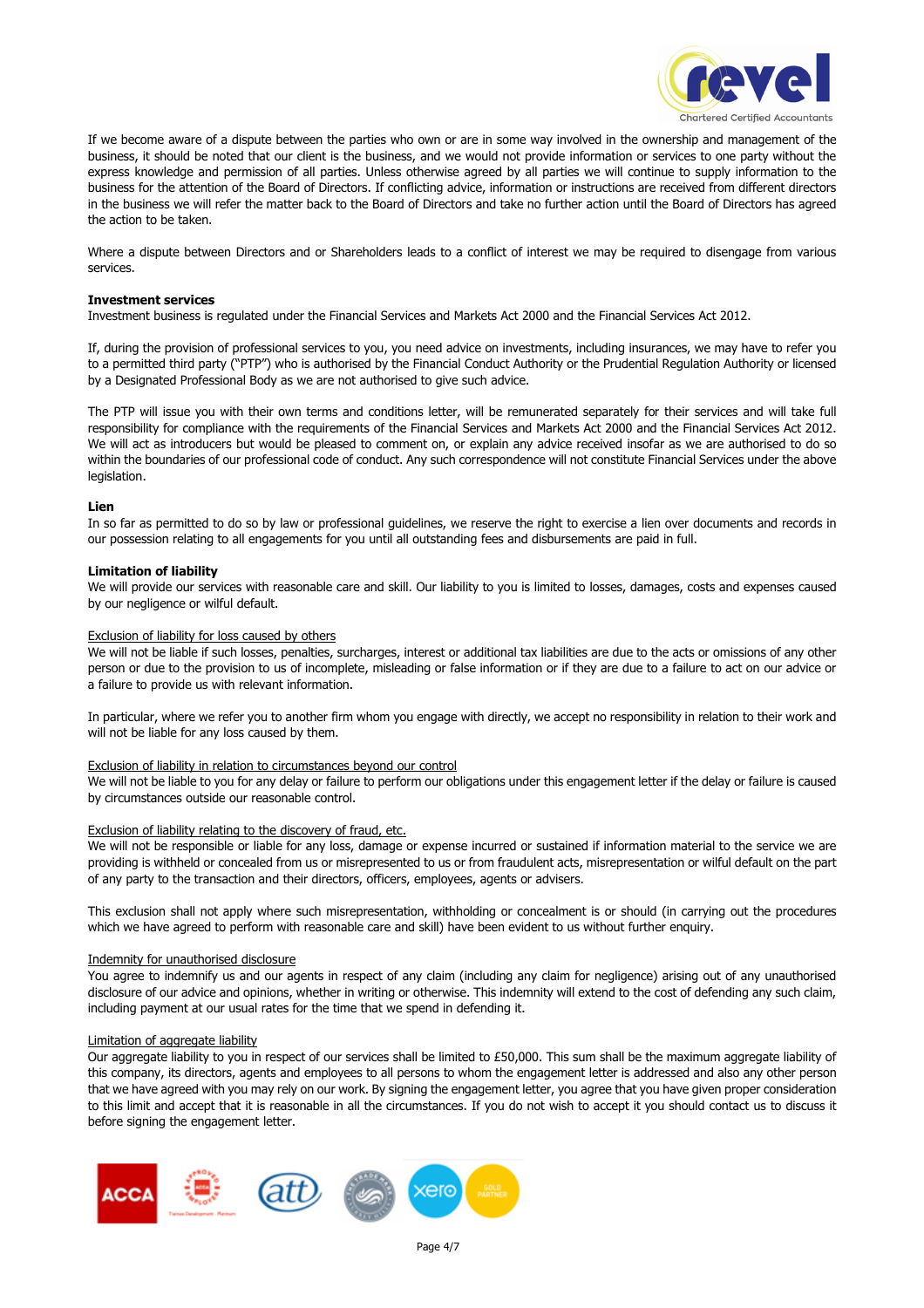If we become aware of a dispute between the parties who own or are in some way involved in the ownership and management of the business, it should be noted that our client is the business, and we would not provide information or services to one party without the express knowledge and permission of all parties. Unless otherwise agreed by all parties we will continue to supply information to the business for the attention of the Board of Directors. If conflicting advice, information or instructions are received from different directors in the business we will refer the matter back to the Board of Directors and take no further action until the Board of Directors has agreed the action to be taken.

Where a dispute between Directors and or Shareholders leads to a conflict of interest we may be required to disengage from various services.

**Investment services**

Investment business is regulated under the Financial Services and Markets Act 2000 and the Financial Services Act 2012.

If, during the provision of professional services to you, you need advice on investments, including insurances, we may have to refer you to a permitted third party ("PTP") who is authorised by the Financial Conduct Authority or the Prudential Regulation Authority or licensed by a Designated Professional Body as we are not authorised to give such advice.

The PTP will issue you with their own terms and conditions letter, will be remunerated separately for their services and will take full responsibility for compliance with the requirements of the Financial Services and Markets Act 2000 and the Financial Services Act 2012. We will act as introducers but would be pleased to comment on, or explain any advice received insofar as we are authorised to do so within the boundaries of our professional code of conduct. Any such correspondence will not constitute Financial Services under the above legislation.

**Lien**

In so far as permitted to do so by law or professional guidelines, we reserve the right to exercise a lien over documents and records in our possession relating to all engagements for you until all outstanding fees and disbursements are paid in full.

**Limitation of liability**

We will provide our services with reasonable care and skill. Our liability to you is limited to losses, damages, costs and expenses caused by our negligence or wilful default.

<u>Exclusion of liability for loss caused by others</u>

We will not be liable if such losses, penalties, surcharges, interest or additional tax liabilities are due to the acts or omissions of any other person or due to the provision to us of incomplete, misleading or false information or if they are due to a failure to act on our advice or a failure to provide us with relevant information.

In particular, where we refer you to another firm whom you engage with directly, we accept no responsibility in relation to their work and will not be liable for any loss caused by them.

<u>Exclusion of liability in relation to circumstances beyond our control</u>

We will not be liable to you for any delay or failure to perform our obligations under this engagement letter if the delay or failure is caused by circumstances outside our reasonable control.

<u>Exclusion of liability relating to the discovery of fraud, etc.</u>

We will not be responsible or liable for any loss, damage or expense incurred or sustained if information material to the service we are providing is withheld or concealed from us or misrepresented to us or from fraudulent acts, misrepresentation or wilful default on the part of any party to the transaction and their directors, officers, employees, agents or advisers.

This exclusion shall not apply where such misrepresentation, withholding or concealment is or should (in carrying out the procedures which we have agreed to perform with reasonable care and skill) have been evident to us without further enquiry.

<u>Indemnity for unauthorised disclosure</u>

You agree to indemnify us and our agents in respect of any claim (including any claim for negligence) arising out of any unauthorised disclosure of our advice and opinions, whether in writing or otherwise. This indemnity will extend to the cost of defending any such claim, including payment at our usual rates for the time that we spend in defending it.

<u>Limitation of aggregate liability</u>

Our aggregate liability to you in respect of our services shall be limited to £50,000. This sum shall be the maximum aggregate liability of this company, its directors, agents and employees to all persons to whom the engagement letter is addressed and also any other person that we have agreed with you may rely on our work. By signing the engagement letter, you agree that you have given proper consideration to this limit and accept that it is reasonable in all the circumstances. If you do not wish to accept it you should contact us to discuss it before signing the engagement letter.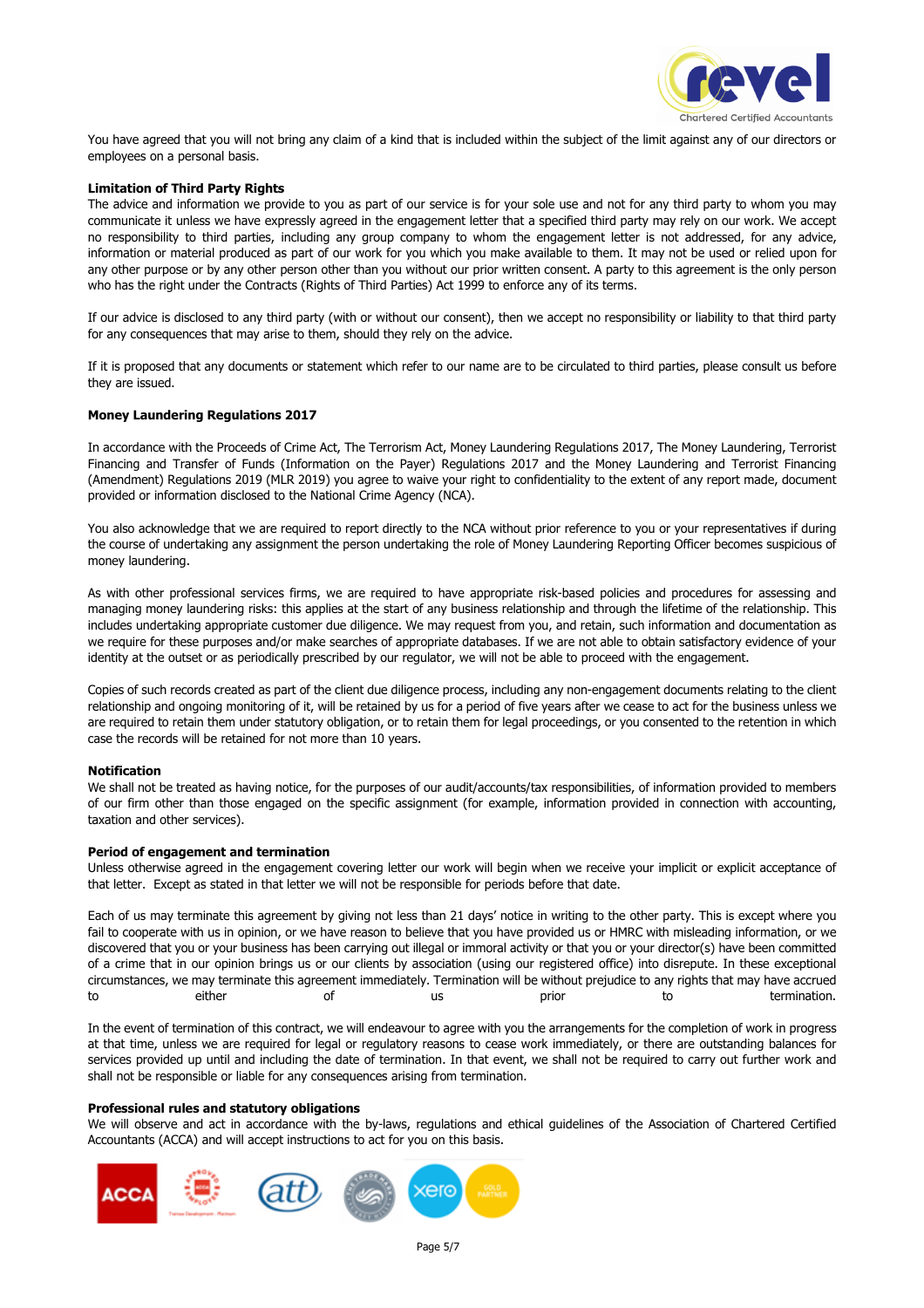You have agreed that you will not bring any claim of a kind that is included within the subject of the limit against any of our directors or employees on a personal basis.

**Limitation of Third Party Rights**

The advice and information we provide to you as part of our service is for your sole use and not for any third party to whom you may communicate it unless we have expressly agreed in the engagement letter that a specified third party may rely on our work. We accept no responsibility to third parties, including any group company to whom the engagement letter is not addressed, for any advice, information or material produced as part of our work for you which you make available to them. It may not be used or relied upon for any other purpose or by any other person other than you without our prior written consent. A party to this agreement is the only person who has the right under the Contracts (Rights of Third Parties) Act 1999 to enforce any of its terms.

If our advice is disclosed to any third party (with or without our consent), then we accept no responsibility or liability to that third party for any consequences that may arise to them, should they rely on the advice.

If it is proposed that any documents or statement which refer to our name are to be circulated to third parties, please consult us before they are issued.

**Money Laundering Regulations 2017**

In accordance with the Proceeds of Crime Act, The Terrorism Act, Money Laundering Regulations 2017, The Money Laundering, Terrorist Financing and Transfer of Funds (Information on the Payer) Regulations 2017 and the Money Laundering and Terrorist Financing (Amendment) Regulations 2019 (MLR 2019) you agree to waive your right to confidentiality to the extent of any report made, document provided or information disclosed to the National Crime Agency (NCA).

You also acknowledge that we are required to report directly to the NCA without prior reference to you or your representatives if during the course of undertaking any assignment the person undertaking the role of Money Laundering Reporting Officer becomes suspicious of money laundering.

As with other professional services firms, we are required to have appropriate risk-based policies and procedures for assessing and managing money laundering risks: this applies at the start of any business relationship and through the lifetime of the relationship. This includes undertaking appropriate customer due diligence. We may request from you, and retain, such information and documentation as we require for these purposes and/or make searches of appropriate databases. If we are not able to obtain satisfactory evidence of your identity at the outset or as periodically prescribed by our regulator, we will not be able to proceed with the engagement.

Copies of such records created as part of the client due diligence process, including any non-engagement documents relating to the client relationship and ongoing monitoring of it, will be retained by us for a period of five years after we cease to act for the business unless we are required to retain them under statutory obligation, or to retain them for legal proceedings, or you consented to the retention in which case the records will be retained for not more than 10 years.

**Notification**

We shall not be treated as having notice, for the purposes of our audit/accounts/tax responsibilities, of information provided to members of our firm other than those engaged on the specific assignment (for example, information provided in connection with accounting, taxation and other services).

**Period of engagement and termination**

Unless otherwise agreed in the engagement covering letter our work will begin when we receive your implicit or explicit acceptance of that letter. Except as stated in that letter we will not be responsible for periods before that date.

Each of us may terminate this agreement by giving not less than 21 days' notice in writing to the other party. This is except where you fail to cooperate with us in opinion, or we have reason to believe that you have provided us or HMRC with misleading information, or we discovered that you or your business has been carrying out illegal or immoral activity or that you or your director(s) have been committed of a crime that in our opinion brings us or our clients by association (using our registered office) into disrepute. In these exceptional circumstances, we may terminate this agreement immediately. Termination will be without prejudice to any rights that may have accrued to either of us prior to termination.

In the event of termination of this contract, we will endeavour to agree with you the arrangements for the completion of work in progress at that time, unless we are required for legal or regulatory reasons to cease work immediately, or there are outstanding balances for services provided up until and including the date of termination. In that event, we shall not be required to carry out further work and shall not be responsible or liable for any consequences arising from termination.

**Professional rules and statutory obligations**

We will observe and act in accordance with the by-laws, regulations and ethical guidelines of the Association of Chartered Certified Accountants (ACCA) and will accept instructions to act for you on this basis.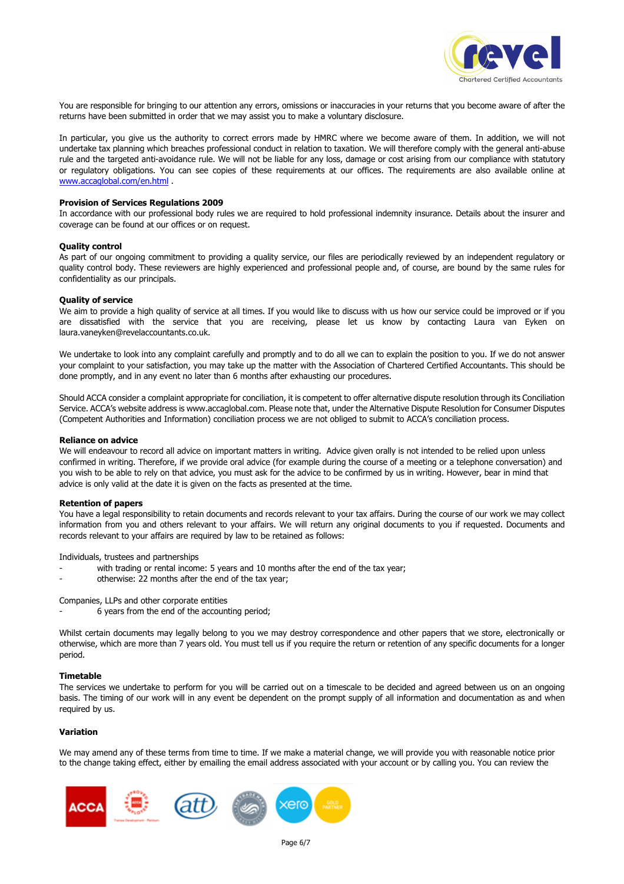You are responsible for bringing to our attention any errors, omissions or inaccuracies in your returns that you become aware of after the returns have been submitted in order that we may assist you to make a voluntary disclosure.

In particular, you give us the authority to correct errors made by HMRC where we become aware of them. In addition, we will not undertake tax planning which breaches professional conduct in relation to taxation. We will therefore comply with the general anti-abuse rule and the targeted anti-avoidance rule. We will not be liable for any loss, damage or cost arising from our compliance with statutory or regulatory obligations. You can see copies of these requirements at our offices. The requirements are also available online at www.accaglobal.com/en.html .

**Provision of Services Regulations 2009**

In accordance with our professional body rules we are required to hold professional indemnity insurance. Details about the insurer and coverage can be found at our offices or on request.

**Quality control**

As part of our ongoing commitment to providing a quality service, our files are periodically reviewed by an independent regulatory or quality control body. These reviewers are highly experienced and professional people and, of course, are bound by the same rules for confidentiality as our principals.

**Quality of service**

We aim to provide a high quality of service at all times. If you would like to discuss with us how our service could be improved or if you are dissatisfied with the service that you are receiving, please let us know by contacting Laura van Eyken on laura.vaneyken@revelaccountants.co.uk.

We undertake to look into any complaint carefully and promptly and to do all we can to explain the position to you. If we do not answer your complaint to your satisfaction, you may take up the matter with the Association of Chartered Certified Accountants. This should be done promptly, and in any event no later than 6 months after exhausting our procedures.

Should ACCA consider a complaint appropriate for conciliation, it is competent to offer alternative dispute resolution through its Conciliation Service. ACCA's website address is www.accaglobal.com. Please note that, under the Alternative Dispute Resolution for Consumer Disputes (Competent Authorities and Information) conciliation process we are not obliged to submit to ACCA's conciliation process.

**Reliance on advice**

We will endeavour to record all advice on important matters in writing. Advice given orally is not intended to be relied upon unless confirmed in writing. Therefore, if we provide oral advice (for example during the course of a meeting or a telephone conversation) and you wish to be able to rely on that advice, you must ask for the advice to be confirmed by us in writing. However, bear in mind that advice is only valid at the date it is given on the facts as presented at the time.

**Retention of papers**

You have a legal responsibility to retain documents and records relevant to your tax affairs. During the course of our work we may collect information from you and others relevant to your affairs. We will return any original documents to you if requested. Documents and records relevant to your affairs are required by law to be retained as follows:

Individuals, trustees and partnerships

- with trading or rental income: 5 years and 10 months after the end of the tax year;
- otherwise: 22 months after the end of the tax year;

Companies, LLPs and other corporate entities

- 6 years from the end of the accounting period;

Whilst certain documents may legally belong to you we may destroy correspondence and other papers that we store, electronically or otherwise, which are more than 7 years old. You must tell us if you require the return or retention of any specific documents for a longer period.

**Timetable**

The services we undertake to perform for you will be carried out on a timescale to be decided and agreed between us on an ongoing basis. The timing of our work will in any event be dependent on the prompt supply of all information and documentation as and when required by us.

**Variation**

We may amend any of these terms from time to time. If we make a material change, we will provide you with reasonable notice prior to the change taking effect, either by emailing the email address associated with your account or by calling you. You can review the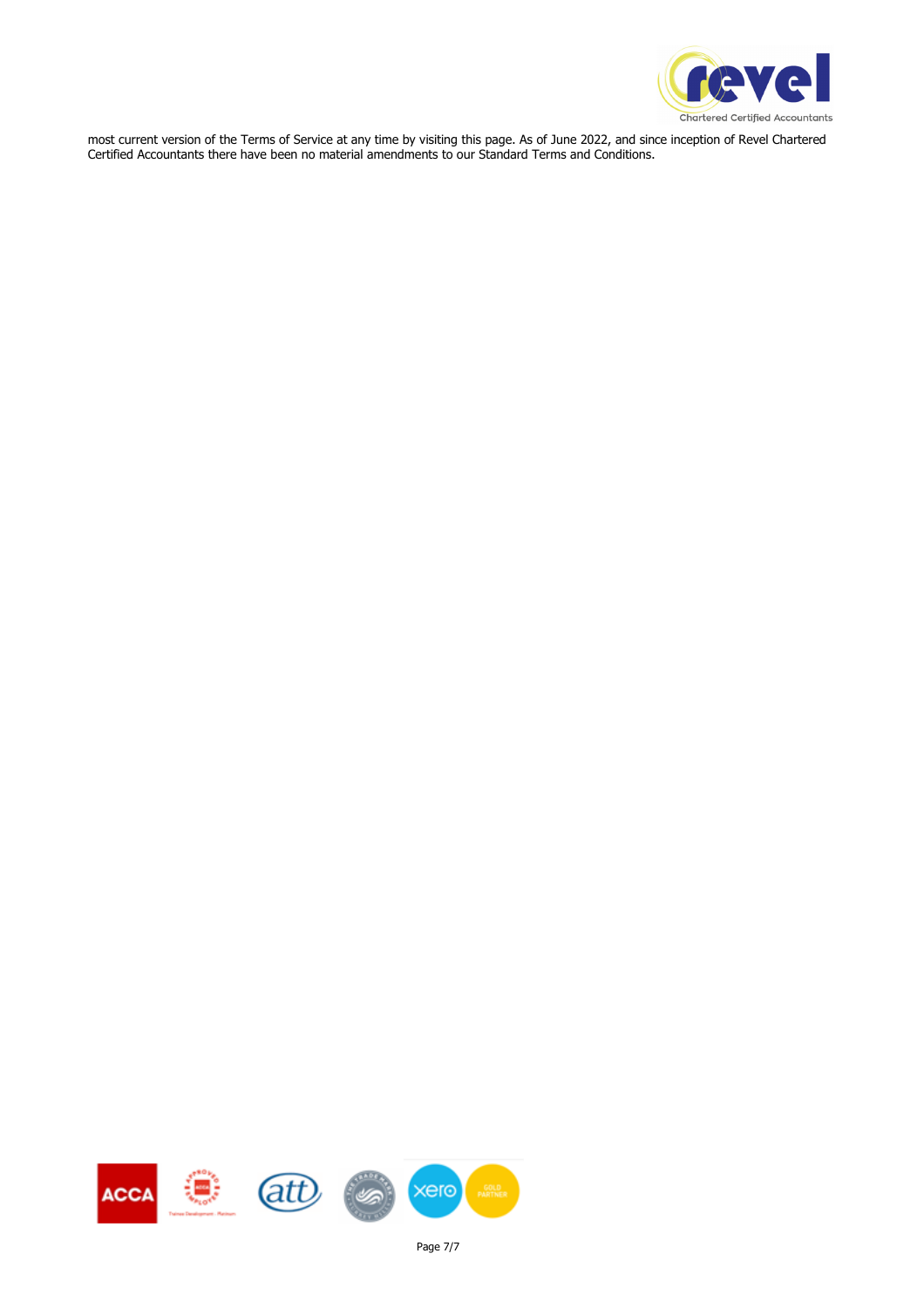most current version of the Terms of Service at any time by visiting this page. As of June 2022, and since inception of Revel Chartered Certified Accountants there have been no material amendments to our Standard Terms and Conditions.